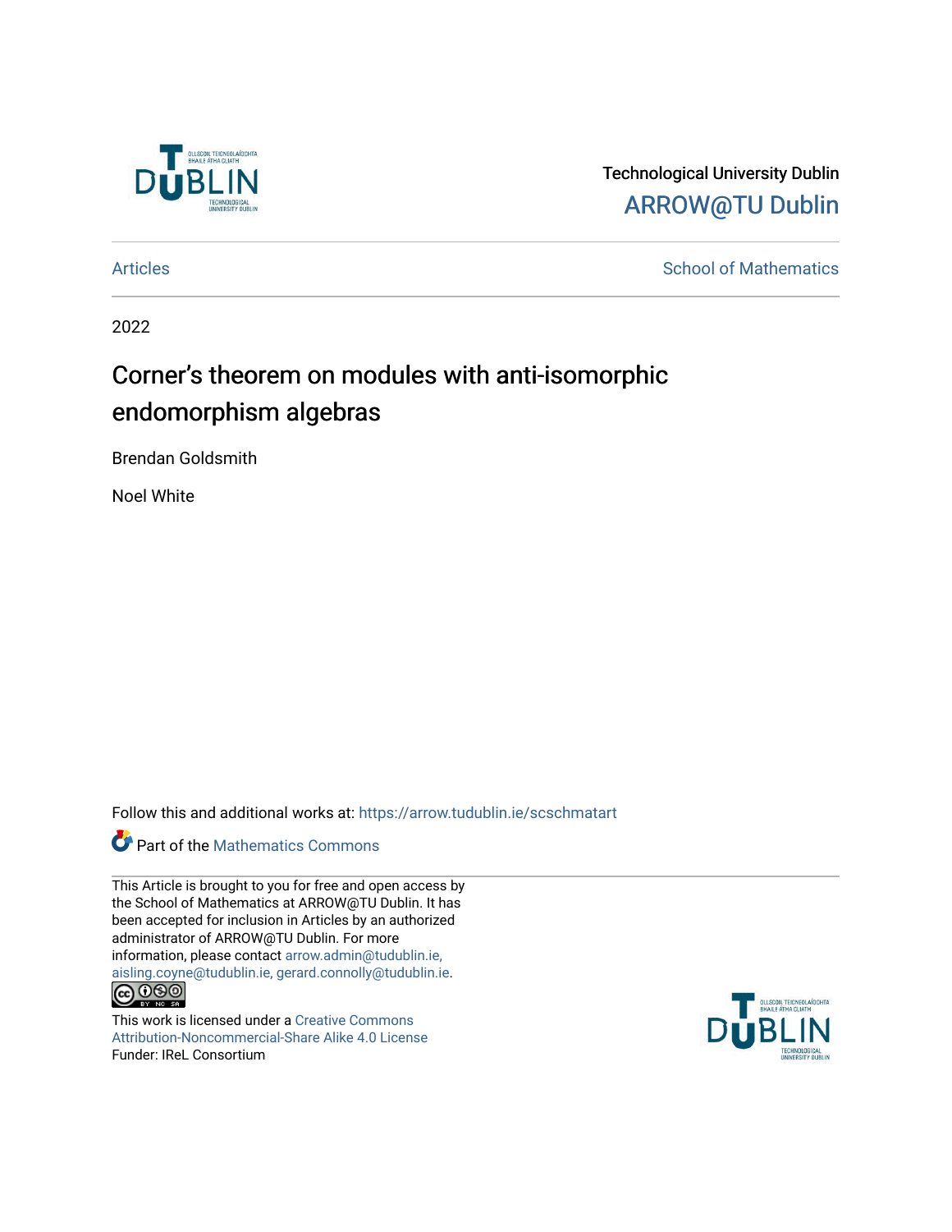Technological University Dublin

ARROW@TU Dublin

Articles

School of Mathematics

2022

# Corner's theorem on modules with anti-isomorphic endomorphism algebras

Brendan Goldsmith

Noel White

Follow this and additional works at: https://arrow.tudublin.ie/scschmatart

Part of the Mathematics Commons

This Article is brought to you for free and open access by the School of Mathematics at ARROW@TU Dublin. It has been accepted for inclusion in Articles by an authorized administrator of ARROW@TU Dublin. For more information, please contact arrow.admin@tudublin.ie, aisling.coyne@tudublin.ie, gerard.connolly@tudublin.ie.

This work is licensed under a Creative Commons Attribution-Noncommercial-Share Alike 4.0 License

Funder: IReL Consortium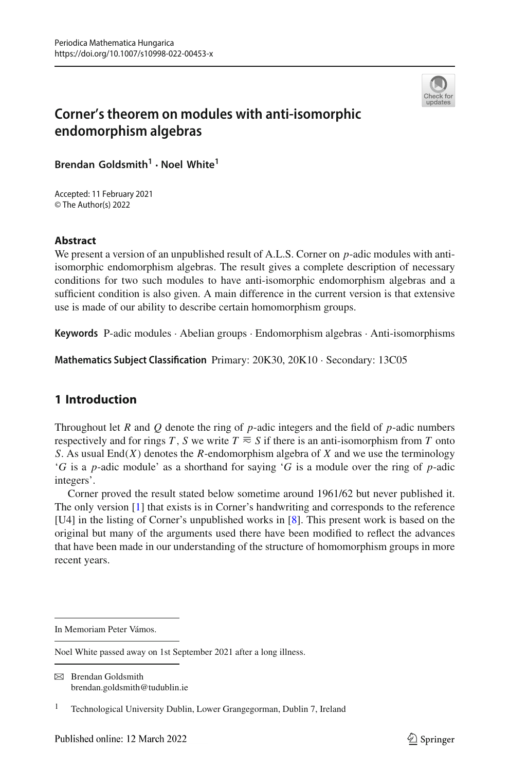# Corner's theorem on modules with anti-isomorphic endomorphism algebras

**Brendan Goldsmith[1] · Noel White[1]**

Accepted: 11 February 2021
© The Author(s) 2022

### Abstract

We present a version of an unpublished result of A.L.S. Corner on $p$-adic modules with anti-isomorphic endomorphism algebras. The result gives a complete description of necessary conditions for two such modules to have anti-isomorphic endomorphism algebras and a sufficient condition is also given. A main difference in the current version is that extensive use is made of our ability to describe certain homomorphism groups.

**Keywords** P-adic modules · Abelian groups · Endomorphism algebras · Anti-isomorphisms

**Mathematics Subject Classification** Primary: 20K30, 20K10 · Secondary: 13C05

## 1 Introduction

Throughout let $R$ and $Q$ denote the ring of $p$-adic integers and the field of $p$-adic numbers respectively and for rings $T$, $S$ we write $T \approxeq S$ if there is an anti-isomorphism from $T$ onto $S$. As usual $\mathrm{End}(X)$ denotes the $R$-endomorphism algebra of $X$ and we use the terminology '$G$ is a $p$-adic module' as a shorthand for saying '$G$ is a module over the ring of $p$-adic integers'.

Corner proved the result stated below sometime around 1961/62 but never published it. The only version [1] that exists is in Corner's handwriting and corresponds to the reference [U4] in the listing of Corner's unpublished works in [8]. This present work is based on the original but many of the arguments used there have been modified to reflect the advances that have been made in our understanding of the structure of homomorphism groups in more recent years.

---

In Memoriam Peter Vámos.

---

Noel White passed away on 1st September 2021 after a long illness.

---

✉ Brendan Goldsmith
brendan.goldsmith@tudublin.ie

[1] Technological University Dublin, Lower Grangegorman, Dublin 7, Ireland

Published online: 12 March 2022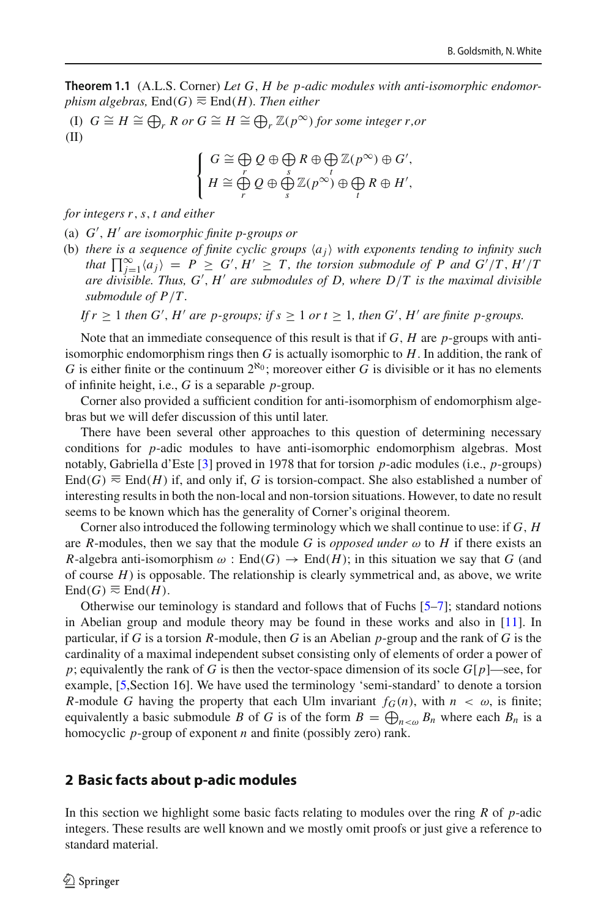**Theorem 1.1** (A.L.S. Corner) *Let $G$, $H$ be $p$-adic modules with anti-isomorphic endomorphism algebras,* $\mathrm{End}(G) \approxeq \mathrm{End}(H)$. *Then either*

(I) $G \cong H \cong \bigoplus_r R$ *or* $G \cong H \cong \bigoplus_r \mathbb{Z}(p^\infty)$ *for some integer $r$, or*
(II)

$$\begin{cases} G \cong \bigoplus_r Q \oplus \bigoplus_s R \oplus \bigoplus_t \mathbb{Z}(p^\infty) \oplus G', \\ H \cong \bigoplus_r Q \oplus \bigoplus_s \mathbb{Z}(p^\infty) \oplus \bigoplus_t R \oplus H', \end{cases}$$

*for integers $r$, $s$, $t$ and either*

(a) *$G'$, $H'$ are isomorphic finite $p$-groups or*
(b) *there is a sequence of finite cyclic groups $\langle a_j \rangle$ with exponents tending to infinity such that $\prod_{j=1}^{\infty} \langle a_j \rangle = P \geq G', H' \geq T$, the torsion submodule of $P$ and $G'/T$, $H'/T$ are divisible. Thus, $G'$, $H'$ are submodules of $D$, where $D/T$ is the maximal divisible submodule of $P/T$.*

*If $r \geq 1$ then $G'$, $H'$ are $p$-groups; if $s \geq 1$ or $t \geq 1$, then $G'$, $H'$ are finite $p$-groups.*

Note that an immediate consequence of this result is that if $G$, $H$ are $p$-groups with anti-isomorphic endomorphism rings then $G$ is actually isomorphic to $H$. In addition, the rank of $G$ is either finite or the continuum $2^{\aleph_0}$; moreover either $G$ is divisible or it has no elements of infinite height, i.e., $G$ is a separable $p$-group.

Corner also provided a sufficient condition for anti-isomorphism of endomorphism algebras but we will defer discussion of this until later.

There have been several other approaches to this question of determining necessary conditions for $p$-adic modules to have anti-isomorphic endomorphism algebras. Most notably, Gabriella d'Este [3] proved in 1978 that for torsion $p$-adic modules (i.e., $p$-groups) $\mathrm{End}(G) \approxeq \mathrm{End}(H)$ if, and only if, $G$ is torsion-compact. She also established a number of interesting results in both the non-local and non-torsion situations. However, to date no result seems to be known which has the generality of Corner's original theorem.

Corner also introduced the following terminology which we shall continue to use: if $G$, $H$ are $R$-modules, then we say that the module $G$ is *opposed under* $\omega$ to $H$ if there exists an $R$-algebra anti-isomorphism $\omega : \mathrm{End}(G) \to \mathrm{End}(H)$; in this situation we say that $G$ (and of course $H$) is opposable. The relationship is clearly symmetrical and, as above, we write $\mathrm{End}(G) \approxeq \mathrm{End}(H)$.

Otherwise our teminology is standard and follows that of Fuchs [5–7]; standard notions in Abelian group and module theory may be found in these works and also in [11]. In particular, if $G$ is a torsion $R$-module, then $G$ is an Abelian $p$-group and the rank of $G$ is the cardinality of a maximal independent subset consisting only of elements of order a power of $p$; equivalently the rank of $G$ is then the vector-space dimension of its socle $G[p]$—see, for example, [5,Section 16]. We have used the terminology 'semi-standard' to denote a torsion $R$-module $G$ having the property that each Ulm invariant $f_G(n)$, with $n < \omega$, is finite; equivalently a basic submodule $B$ of $G$ is of the form $B = \bigoplus_{n<\omega} B_n$ where each $B_n$ is a homocyclic $p$-group of exponent $n$ and finite (possibly zero) rank.

## 2 Basic facts about p-adic modules

In this section we highlight some basic facts relating to modules over the ring $R$ of $p$-adic integers. These results are well known and we mostly omit proofs or just give a reference to standard material.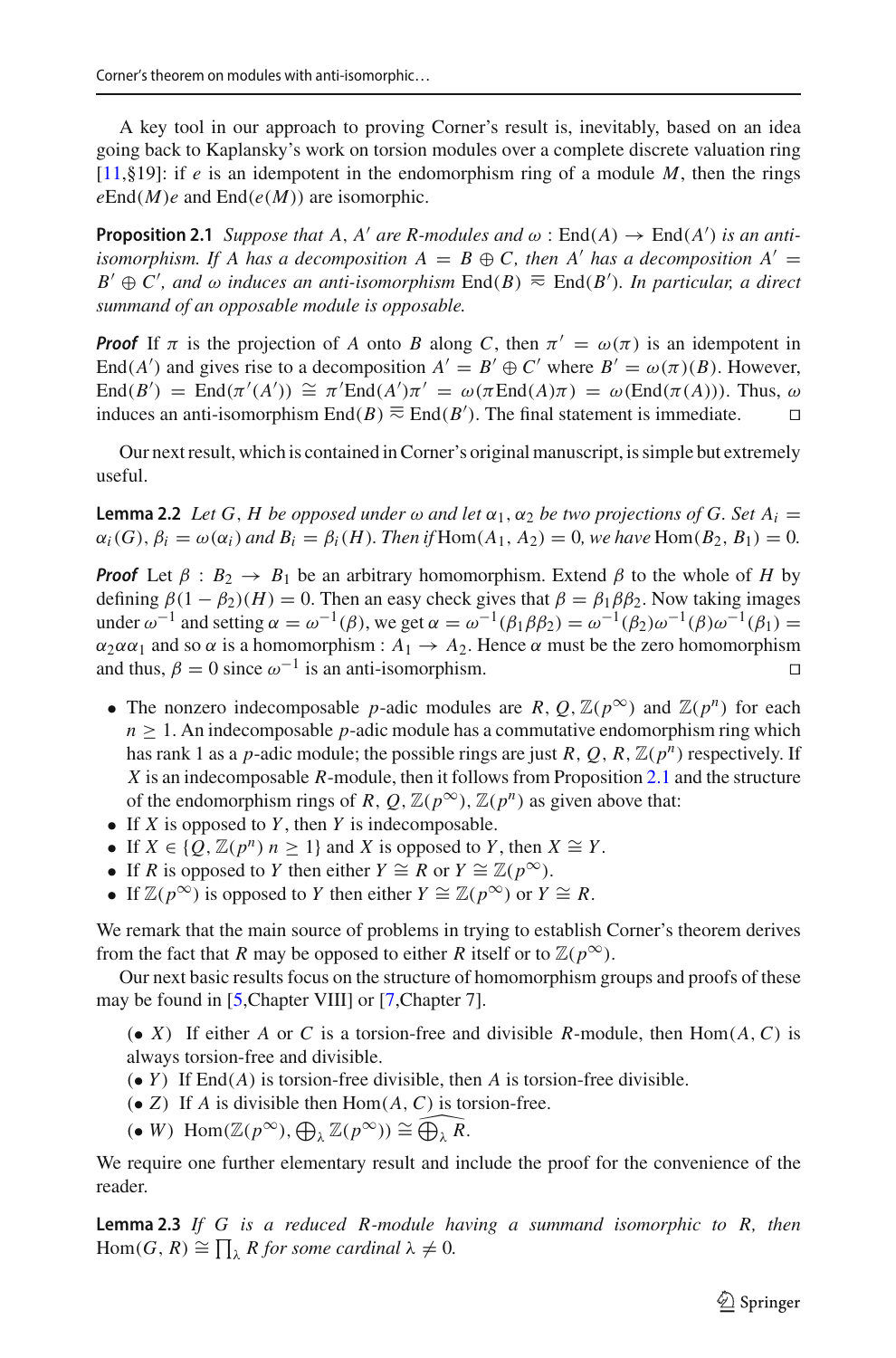A key tool in our approach to proving Corner's result is, inevitably, based on an idea going back to Kaplansky's work on torsion modules over a complete discrete valuation ring [11,§19]: if $e$ is an idempotent in the endomorphism ring of a module $M$, then the rings $e\mathrm{End}(M)e$ and $\mathrm{End}(e(M))$ are isomorphic.

**Proposition 2.1** *Suppose that $A$, $A'$ are $R$-modules and $\omega : \mathrm{End}(A) \to \mathrm{End}(A')$ is an anti-isomorphism. If $A$ has a decomposition $A = B \oplus C$, then $A'$ has a decomposition $A' = B' \oplus C'$, and $\omega$ induces an anti-isomorphism $\mathrm{End}(B) \overset{\approx}{=} \mathrm{End}(B')$. In particular, a direct summand of an opposable module is opposable.*

***Proof*** If $\pi$ is the projection of $A$ onto $B$ along $C$, then $\pi' = \omega(\pi)$ is an idempotent in $\mathrm{End}(A')$ and gives rise to a decomposition $A' = B' \oplus C'$ where $B' = \omega(\pi)(B)$. However, $\mathrm{End}(B') = \mathrm{End}(\pi'(A')) \cong \pi'\mathrm{End}(A')\pi' = \omega(\pi\mathrm{End}(A)\pi) = \omega(\mathrm{End}(\pi(A)))$. Thus, $\omega$ induces an anti-isomorphism $\mathrm{End}(B) \overset{\approx}{=} \mathrm{End}(B')$. The final statement is immediate. □

Our next result, which is contained in Corner's original manuscript, is simple but extremely useful.

**Lemma 2.2** *Let $G, H$ be opposed under $\omega$ and let $\alpha_1, \alpha_2$ be two projections of $G$. Set $A_i = \alpha_i(G)$, $\beta_i = \omega(\alpha_i)$ and $B_i = \beta_i(H)$. Then if $\mathrm{Hom}(A_1, A_2) = 0$, we have $\mathrm{Hom}(B_2, B_1) = 0$.*

***Proof*** Let $\beta : B_2 \to B_1$ be an arbitrary homomorphism. Extend $\beta$ to the whole of $H$ by defining $\beta(1 - \beta_2)(H) = 0$. Then an easy check gives that $\beta = \beta_1\beta\beta_2$. Now taking images under $\omega^{-1}$ and setting $\alpha = \omega^{-1}(\beta)$, we get $\alpha = \omega^{-1}(\beta_1\beta\beta_2) = \omega^{-1}(\beta_2)\omega^{-1}(\beta)\omega^{-1}(\beta_1) = \alpha_2\alpha\alpha_1$ and so $\alpha$ is a homomorphism : $A_1 \to A_2$. Hence $\alpha$ must be the zero homomorphism and thus, $\beta = 0$ since $\omega^{-1}$ is an anti-isomorphism. □

- The nonzero indecomposable $p$-adic modules are $R, Q, \mathbb{Z}(p^\infty)$ and $\mathbb{Z}(p^n)$ for each $n \geq 1$. An indecomposable $p$-adic module has a commutative endomorphism ring which has rank 1 as a $p$-adic module; the possible rings are just $R, Q, R, \mathbb{Z}(p^n)$ respectively. If $X$ is an indecomposable $R$-module, then it follows from Proposition 2.1 and the structure of the endomorphism rings of $R, Q, \mathbb{Z}(p^\infty), \mathbb{Z}(p^n)$ as given above that:
- If $X$ is opposed to $Y$, then $Y$ is indecomposable.
- If $X \in \{Q, \mathbb{Z}(p^n)\ n \geq 1\}$ and $X$ is opposed to $Y$, then $X \cong Y$.
- If $R$ is opposed to $Y$ then either $Y \cong R$ or $Y \cong \mathbb{Z}(p^\infty)$.
- If $\mathbb{Z}(p^\infty)$ is opposed to $Y$ then either $Y \cong \mathbb{Z}(p^\infty)$ or $Y \cong R$.

We remark that the main source of problems in trying to establish Corner's theorem derives from the fact that $R$ may be opposed to either $R$ itself or to $\mathbb{Z}(p^\infty)$.

Our next basic results focus on the structure of homomorphism groups and proofs of these may be found in [5,Chapter VIII] or [7,Chapter 7].

($\bullet$ $X$) If either $A$ or $C$ is a torsion-free and divisible $R$-module, then $\mathrm{Hom}(A, C)$ is always torsion-free and divisible.
($\bullet$ $Y$) If $\mathrm{End}(A)$ is torsion-free divisible, then $A$ is torsion-free divisible.
($\bullet$ $Z$) If $A$ is divisible then $\mathrm{Hom}(A, C)$ is torsion-free.
($\bullet$ $W$) $\mathrm{Hom}(\mathbb{Z}(p^\infty), \bigoplus_\lambda \mathbb{Z}(p^\infty)) \cong \widehat{\bigoplus_\lambda R}$.

We require one further elementary result and include the proof for the convenience of the reader.

**Lemma 2.3** *If $G$ is a reduced $R$-module having a summand isomorphic to $R$, then $\mathrm{Hom}(G, R) \cong \prod_\lambda R$ for some cardinal $\lambda \neq 0$.*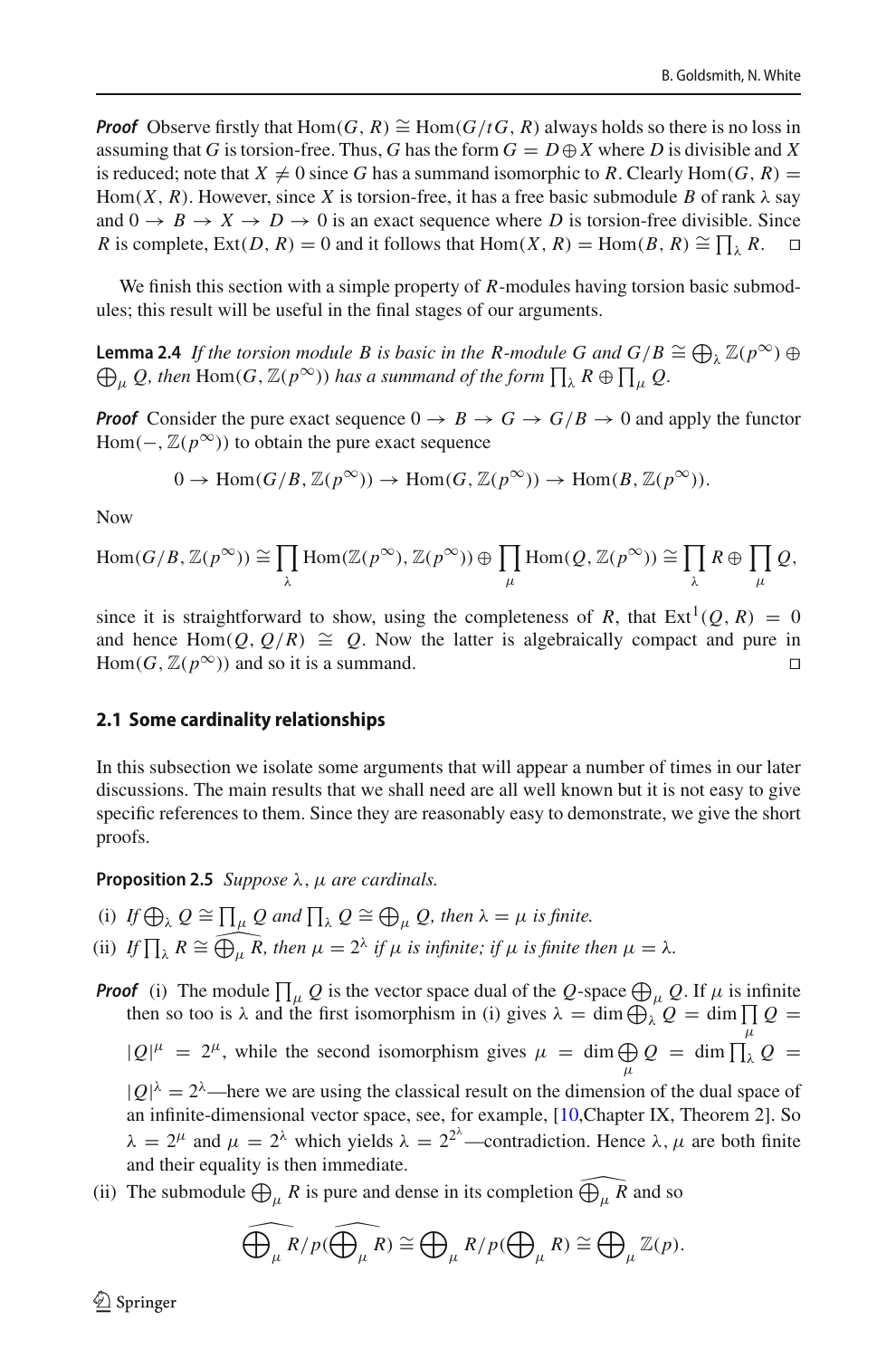***Proof*** Observe firstly that $\mathrm{Hom}(G, R) \cong \mathrm{Hom}(G/tG, R)$ always holds so there is no loss in assuming that $G$ is torsion-free. Thus, $G$ has the form $G = D \oplus X$ where $D$ is divisible and $X$ is reduced; note that $X \neq 0$ since $G$ has a summand isomorphic to $R$. Clearly $\mathrm{Hom}(G, R) = \mathrm{Hom}(X, R)$. However, since $X$ is torsion-free, it has a free basic submodule $B$ of rank $\lambda$ say and $0 \to B \to X \to D \to 0$ is an exact sequence where $D$ is torsion-free divisible. Since $R$ is complete, $\mathrm{Ext}(D, R) = 0$ and it follows that $\mathrm{Hom}(X, R) = \mathrm{Hom}(B, R) \cong \prod_\lambda R$. $\square$

We finish this section with a simple property of $R$-modules having torsion basic submodules; this result will be useful in the final stages of our arguments.

**Lemma 2.4** *If the torsion module $B$ is basic in the $R$-module $G$ and $G/B \cong \bigoplus_\lambda \mathbb{Z}(p^\infty) \oplus \bigoplus_\mu Q$, then $\mathrm{Hom}(G, \mathbb{Z}(p^\infty))$ has a summand of the form $\prod_\lambda R \oplus \prod_\mu Q$.*

***Proof*** Consider the pure exact sequence $0 \to B \to G \to G/B \to 0$ and apply the functor $\mathrm{Hom}(-, \mathbb{Z}(p^\infty))$ to obtain the pure exact sequence

$$0 \to \mathrm{Hom}(G/B, \mathbb{Z}(p^\infty)) \to \mathrm{Hom}(G, \mathbb{Z}(p^\infty)) \to \mathrm{Hom}(B, \mathbb{Z}(p^\infty)).$$

Now

$$\mathrm{Hom}(G/B, \mathbb{Z}(p^\infty)) \cong \prod_\lambda \mathrm{Hom}(\mathbb{Z}(p^\infty), \mathbb{Z}(p^\infty)) \oplus \prod_\mu \mathrm{Hom}(Q, \mathbb{Z}(p^\infty)) \cong \prod_\lambda R \oplus \prod_\mu Q,$$

since it is straightforward to show, using the completeness of $R$, that $\mathrm{Ext}^1(Q, R) = 0$ and hence $\mathrm{Hom}(Q, Q/R) \cong Q$. Now the latter is algebraically compact and pure in $\mathrm{Hom}(G, \mathbb{Z}(p^\infty))$ and so it is a summand. $\square$

## 2.1 Some cardinality relationships

In this subsection we isolate some arguments that will appear a number of times in our later discussions. The main results that we shall need are all well known but it is not easy to give specific references to them. Since they are reasonably easy to demonstrate, we give the short proofs.

**Proposition 2.5** *Suppose $\lambda$, $\mu$ are cardinals.*

(i) *If $\bigoplus_\lambda Q \cong \prod_\mu Q$ and $\prod_\lambda Q \cong \bigoplus_\mu Q$, then $\lambda = \mu$ is finite.*

(ii) *If $\prod_\lambda R \cong \widehat{\bigoplus_\mu R}$, then $\mu = 2^\lambda$ if $\mu$ is infinite; if $\mu$ is finite then $\mu = \lambda$.*

***Proof*** (i) The module $\prod_\mu Q$ is the vector space dual of the $Q$-space $\bigoplus_\mu Q$. If $\mu$ is infinite then so too is $\lambda$ and the first isomorphism in (i) gives $\lambda = \dim \bigoplus_\lambda Q = \dim \prod_\mu Q = |Q|^\mu = 2^\mu$, while the second isomorphism gives $\mu = \dim \bigoplus_\mu Q = \dim \prod_\lambda Q = |Q|^\lambda = 2^\lambda$—here we are using the classical result on the dimension of the dual space of an infinite-dimensional vector space, see, for example, [10, Chapter IX, Theorem 2]. So $\lambda = 2^\mu$ and $\mu = 2^\lambda$ which yields $\lambda = 2^{2^\lambda}$—contradiction. Hence $\lambda$, $\mu$ are both finite and their equality is then immediate.

(ii) The submodule $\bigoplus_\mu R$ is pure and dense in its completion $\widehat{\bigoplus_\mu R}$ and so

$$\widehat{\bigoplus_\mu R}/p(\widehat{\bigoplus_\mu R}) \cong \bigoplus_\mu R/p(\bigoplus_\mu R) \cong \bigoplus_\mu \mathbb{Z}(p).$$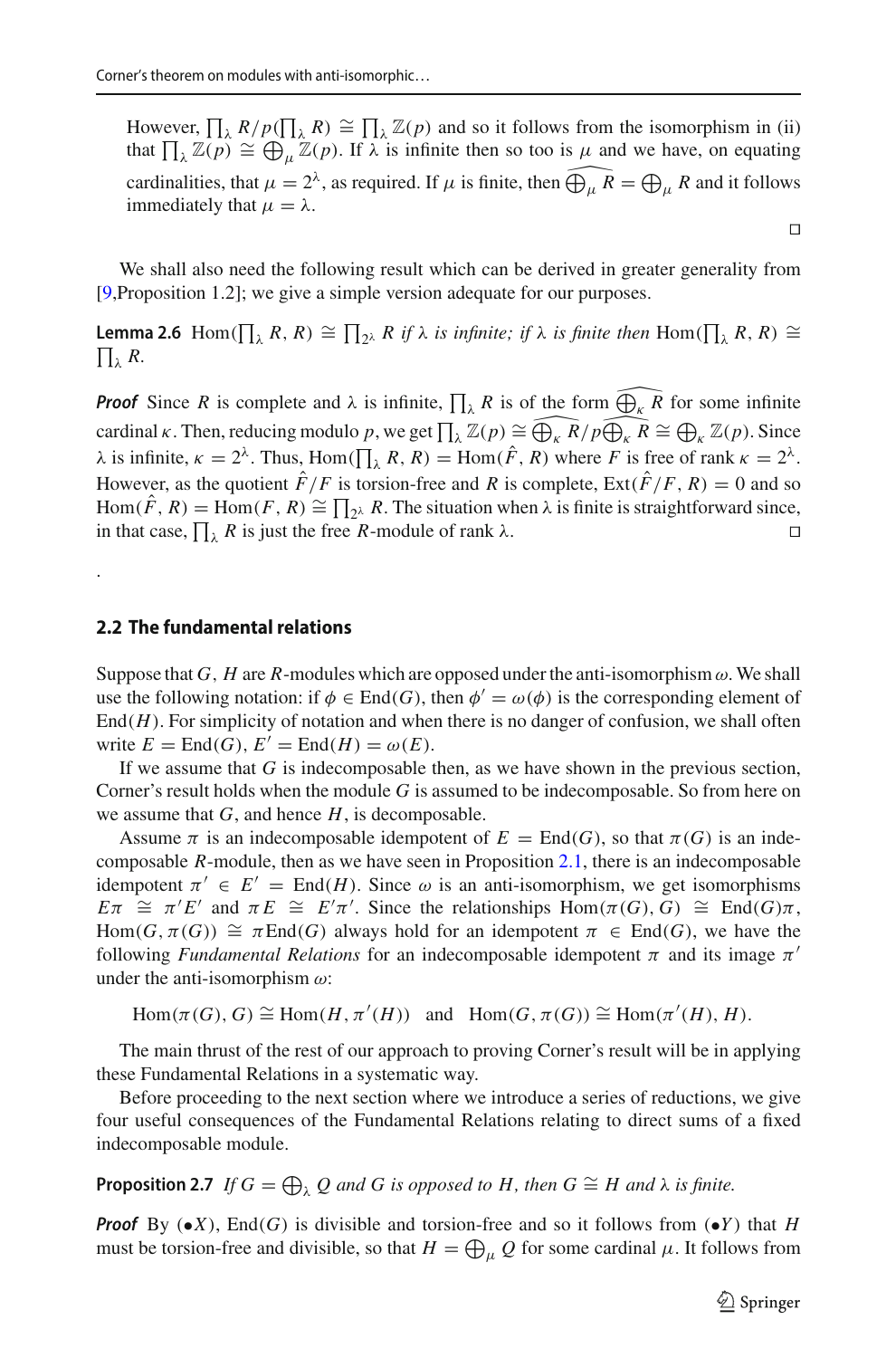However, $\prod_\lambda R/p(\prod_\lambda R) \cong \prod_\lambda \mathbb{Z}(p)$ and so it follows from the isomorphism in (ii) that $\prod_\lambda \mathbb{Z}(p) \cong \bigoplus_\mu \mathbb{Z}(p)$. If $\lambda$ is infinite then so too is $\mu$ and we have, on equating cardinalities, that $\mu = 2^\lambda$, as required. If $\mu$ is finite, then $\widehat{\bigoplus_\mu R} = \bigoplus_\mu R$ and it follows immediately that $\mu = \lambda$.

□

We shall also need the following result which can be derived in greater generality from [9,Proposition 1.2]; we give a simple version adequate for our purposes.

**Lemma 2.6** $\mathrm{Hom}(\prod_\lambda R, R) \cong \prod_{2^\lambda} R$ *if $\lambda$ is infinite; if $\lambda$ is finite then* $\mathrm{Hom}(\prod_\lambda R, R) \cong \prod_\lambda R$.

***Proof*** Since $R$ is complete and $\lambda$ is infinite, $\prod_\lambda R$ is of the form $\widehat{\bigoplus_\kappa R}$ for some infinite cardinal $\kappa$. Then, reducing modulo $p$, we get $\prod_\lambda \mathbb{Z}(p) \cong \widehat{\bigoplus_\kappa R}/p\widehat{\bigoplus_\kappa R} \cong \bigoplus_\kappa \mathbb{Z}(p)$. Since $\lambda$ is infinite, $\kappa = 2^\lambda$. Thus, $\mathrm{Hom}(\prod_\lambda R, R) = \mathrm{Hom}(\hat{F}, R)$ where $F$ is free of rank $\kappa = 2^\lambda$. However, as the quotient $\hat{F}/F$ is torsion-free and $R$ is complete, $\mathrm{Ext}(\hat{F}/F, R) = 0$ and so $\mathrm{Hom}(\hat{F}, R) = \mathrm{Hom}(F, R) \cong \prod_{2^\lambda} R$. The situation when $\lambda$ is finite is straightforward since, in that case, $\prod_\lambda R$ is just the free $R$-module of rank $\lambda$. □

.

### 2.2 The fundamental relations

Suppose that $G$, $H$ are $R$-modules which are opposed under the anti-isomorphism $\omega$. We shall use the following notation: if $\phi \in \mathrm{End}(G)$, then $\phi' = \omega(\phi)$ is the corresponding element of $\mathrm{End}(H)$. For simplicity of notation and when there is no danger of confusion, we shall often write $E = \mathrm{End}(G)$, $E' = \mathrm{End}(H) = \omega(E)$.

If we assume that $G$ is indecomposable then, as we have shown in the previous section, Corner's result holds when the module $G$ is assumed to be indecomposable. So from here on we assume that $G$, and hence $H$, is decomposable.

Assume $\pi$ is an indecomposable idempotent of $E = \mathrm{End}(G)$, so that $\pi(G)$ is an indecomposable $R$-module, then as we have seen in Proposition 2.1, there is an indecomposable idempotent $\pi' \in E' = \mathrm{End}(H)$. Since $\omega$ is an anti-isomorphism, we get isomorphisms $E\pi \cong \pi' E'$ and $\pi E \cong E'\pi'$. Since the relationships $\mathrm{Hom}(\pi(G), G) \cong \mathrm{End}(G)\pi$, $\mathrm{Hom}(G, \pi(G)) \cong \pi\mathrm{End}(G)$ always hold for an idempotent $\pi \in \mathrm{End}(G)$, we have the following *Fundamental Relations* for an indecomposable idempotent $\pi$ and its image $\pi'$ under the anti-isomorphism $\omega$:

$$\mathrm{Hom}(\pi(G), G) \cong \mathrm{Hom}(H, \pi'(H)) \quad \text{and} \quad \mathrm{Hom}(G, \pi(G)) \cong \mathrm{Hom}(\pi'(H), H).$$

The main thrust of the rest of our approach to proving Corner's result will be in applying these Fundamental Relations in a systematic way.

Before proceeding to the next section where we introduce a series of reductions, we give four useful consequences of the Fundamental Relations relating to direct sums of a fixed indecomposable module.

**Proposition 2.7** *If $G = \bigoplus_\lambda Q$ and $G$ is opposed to $H$, then $G \cong H$ and $\lambda$ is finite.*

***Proof*** By $(\bullet X)$, $\mathrm{End}(G)$ is divisible and torsion-free and so it follows from $(\bullet Y)$ that $H$ must be torsion-free and divisible, so that $H = \bigoplus_\mu Q$ for some cardinal $\mu$. It follows from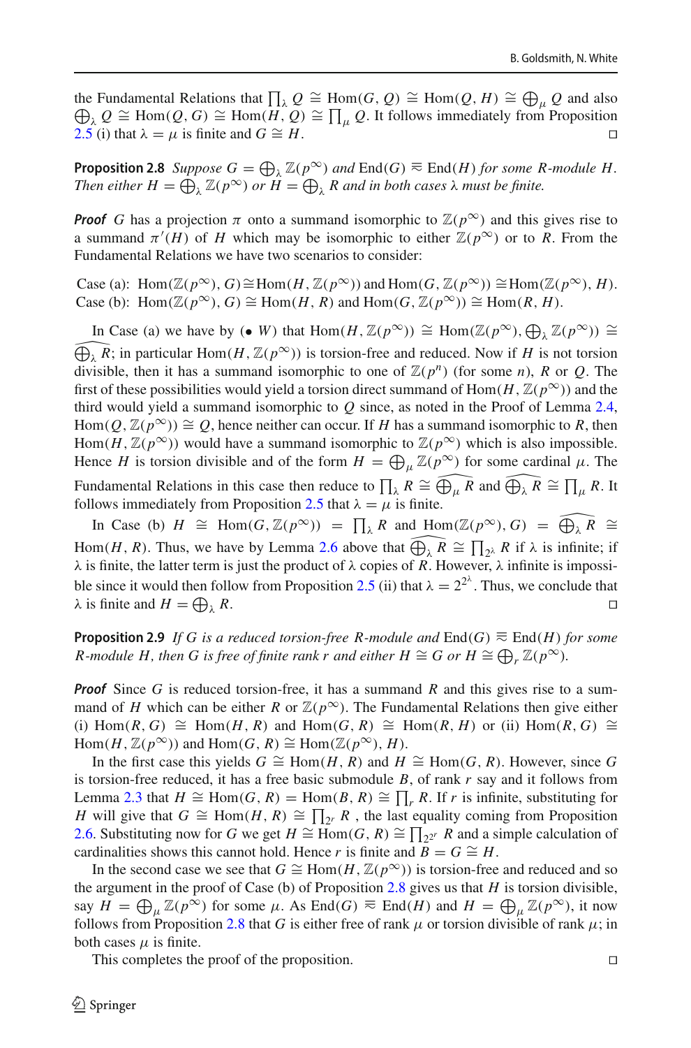the Fundamental Relations that $\prod_\lambda Q \cong \mathrm{Hom}(G, Q) \cong \mathrm{Hom}(Q, H) \cong \bigoplus_\mu Q$ and also $\bigoplus_\lambda Q \cong \mathrm{Hom}(Q, G) \cong \mathrm{Hom}(H, Q) \cong \prod_\mu Q$. It follows immediately from Proposition 2.5 (i) that $\lambda = \mu$ is finite and $G \cong H$. □

**Proposition 2.8** *Suppose $G = \bigoplus_\lambda \mathbb{Z}(p^\infty)$ and $\mathrm{End}(G) \approxeq \mathrm{End}(H)$ for some $R$-module $H$. Then either $H = \bigoplus_\lambda \mathbb{Z}(p^\infty)$ or $H = \bigoplus_\lambda R$ and in both cases $\lambda$ must be finite.*

***Proof*** $G$ has a projection $\pi$ onto a summand isomorphic to $\mathbb{Z}(p^\infty)$ and this gives rise to a summand $\pi'(H)$ of $H$ which may be isomorphic to either $\mathbb{Z}(p^\infty)$ or to $R$. From the Fundamental Relations we have two scenarios to consider:

Case (a): $\mathrm{Hom}(\mathbb{Z}(p^\infty), G) \cong \mathrm{Hom}(H, \mathbb{Z}(p^\infty))$ and $\mathrm{Hom}(G, \mathbb{Z}(p^\infty)) \cong \mathrm{Hom}(\mathbb{Z}(p^\infty), H)$.
Case (b): $\mathrm{Hom}(\mathbb{Z}(p^\infty), G) \cong \mathrm{Hom}(H, R)$ and $\mathrm{Hom}(G, \mathbb{Z}(p^\infty)) \cong \mathrm{Hom}(R, H)$.

In Case (a) we have by ($\bullet$ $W$) that $\mathrm{Hom}(H, \mathbb{Z}(p^\infty)) \cong \mathrm{Hom}(\mathbb{Z}(p^\infty), \bigoplus_\lambda \mathbb{Z}(p^\infty)) \cong \widehat{\bigoplus_\lambda R}$; in particular $\mathrm{Hom}(H, \mathbb{Z}(p^\infty))$ is torsion-free and reduced. Now if $H$ is not torsion divisible, then it has a summand isomorphic to one of $\mathbb{Z}(p^n)$ (for some $n$), $R$ or $Q$. The first of these possibilities would yield a torsion direct summand of $\mathrm{Hom}(H, \mathbb{Z}(p^\infty))$ and the third would yield a summand isomorphic to $Q$ since, as noted in the Proof of Lemma 2.4, $\mathrm{Hom}(Q, \mathbb{Z}(p^\infty)) \cong Q$, hence neither can occur. If $H$ has a summand isomorphic to $R$, then $\mathrm{Hom}(H, \mathbb{Z}(p^\infty))$ would have a summand isomorphic to $\mathbb{Z}(p^\infty)$ which is also impossible. Hence $H$ is torsion divisible and of the form $H = \bigoplus_\mu \mathbb{Z}(p^\infty)$ for some cardinal $\mu$. The Fundamental Relations in this case then reduce to $\prod_\lambda R \cong \widehat{\bigoplus_\mu R}$ and $\widehat{\bigoplus_\lambda R} \cong \prod_\mu R$. It follows immediately from Proposition 2.5 that $\lambda = \mu$ is finite.

In Case (b) $H \cong \mathrm{Hom}(G, \mathbb{Z}(p^\infty)) = \prod_\lambda R$ and $\mathrm{Hom}(\mathbb{Z}(p^\infty), G) = \widehat{\bigoplus_\lambda R} \cong \mathrm{Hom}(H, R)$. Thus, we have by Lemma 2.6 above that $\widehat{\bigoplus_\lambda R} \cong \prod_{2^\lambda} R$ if $\lambda$ is infinite; if $\lambda$ is finite, the latter term is just the product of $\lambda$ copies of $R$. However, $\lambda$ infinite is impossible since it would then follow from Proposition 2.5 (ii) that $\lambda = 2^{2^\lambda}$. Thus, we conclude that $\lambda$ is finite and $H = \bigoplus_\lambda R$. □

**Proposition 2.9** *If $G$ is a reduced torsion-free $R$-module and $\mathrm{End}(G) \approxeq \mathrm{End}(H)$ for some $R$-module $H$, then $G$ is free of finite rank $r$ and either $H \cong G$ or $H \cong \bigoplus_r \mathbb{Z}(p^\infty)$.*

***Proof*** Since $G$ is reduced torsion-free, it has a summand $R$ and this gives rise to a summand of $H$ which can be either $R$ or $\mathbb{Z}(p^\infty)$. The Fundamental Relations then give either (i) $\mathrm{Hom}(R, G) \cong \mathrm{Hom}(H, R)$ and $\mathrm{Hom}(G, R) \cong \mathrm{Hom}(R, H)$ or (ii) $\mathrm{Hom}(R, G) \cong \mathrm{Hom}(H, \mathbb{Z}(p^\infty))$ and $\mathrm{Hom}(G, R) \cong \mathrm{Hom}(\mathbb{Z}(p^\infty), H)$.

In the first case this yields $G \cong \mathrm{Hom}(H, R)$ and $H \cong \mathrm{Hom}(G, R)$. However, since $G$ is torsion-free reduced, it has a free basic submodule $B$, of rank $r$ say and it follows from Lemma 2.3 that $H \cong \mathrm{Hom}(G, R) = \mathrm{Hom}(B, R) \cong \prod_r R$. If $r$ is infinite, substituting for $H$ will give that $G \cong \mathrm{Hom}(H, R) \cong \prod_{2^r} R$ , the last equality coming from Proposition 2.6. Substituting now for $G$ we get $H \cong \mathrm{Hom}(G, R) \cong \prod_{2^{2^r}} R$ and a simple calculation of cardinalities shows this cannot hold. Hence $r$ is finite and $B = G \cong H$.

In the second case we see that $G \cong \mathrm{Hom}(H, \mathbb{Z}(p^\infty))$ is torsion-free and reduced and so the argument in the proof of Case (b) of Proposition 2.8 gives us that $H$ is torsion divisible, say $H = \bigoplus_\mu \mathbb{Z}(p^\infty)$ for some $\mu$. As $\mathrm{End}(G) \approxeq \mathrm{End}(H)$ and $H = \bigoplus_\mu \mathbb{Z}(p^\infty)$, it now follows from Proposition 2.8 that $G$ is either free of rank $\mu$ or torsion divisible of rank $\mu$; in both cases $\mu$ is finite.

This completes the proof of the proposition. □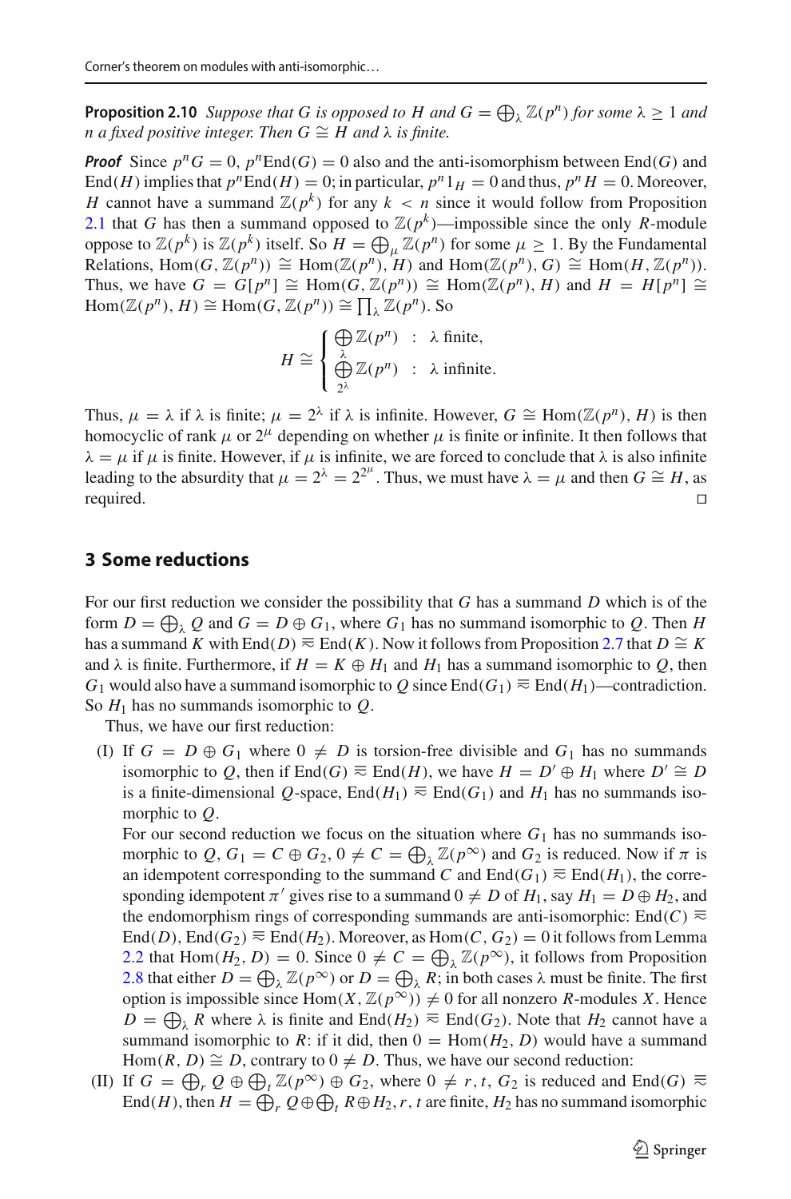**Proposition 2.10** *Suppose that $G$ is opposed to $H$ and $G = \bigoplus_\lambda \mathbb{Z}(p^n)$ for some $\lambda \geq 1$ and $n$ a fixed positive integer. Then $G \cong H$ and $\lambda$ is finite.*

***Proof*** Since $p^n G = 0$, $p^n \mathrm{End}(G) = 0$ also and the anti-isomorphism between $\mathrm{End}(G)$ and $\mathrm{End}(H)$ implies that $p^n \mathrm{End}(H) = 0$; in particular, $p^n 1_H = 0$ and thus, $p^n H = 0$. Moreover, $H$ cannot have a summand $\mathbb{Z}(p^k)$ for any $k < n$ since it would follow from Proposition 2.1 that $G$ has then a summand opposed to $\mathbb{Z}(p^k)$—impossible since the only $R$-module oppose to $\mathbb{Z}(p^k)$ is $\mathbb{Z}(p^k)$ itself. So $H = \bigoplus_\mu \mathbb{Z}(p^n)$ for some $\mu \geq 1$. By the Fundamental Relations, $\mathrm{Hom}(G, \mathbb{Z}(p^n)) \cong \mathrm{Hom}(\mathbb{Z}(p^n), H)$ and $\mathrm{Hom}(\mathbb{Z}(p^n), G) \cong \mathrm{Hom}(H, \mathbb{Z}(p^n))$. Thus, we have $G = G[p^n] \cong \mathrm{Hom}(G, \mathbb{Z}(p^n)) \cong \mathrm{Hom}(\mathbb{Z}(p^n), H)$ and $H = H[p^n] \cong \mathrm{Hom}(\mathbb{Z}(p^n), H) \cong \mathrm{Hom}(G, \mathbb{Z}(p^n)) \cong \prod_\lambda \mathbb{Z}(p^n)$. So

$$H \cong \begin{cases} \bigoplus\limits_{\lambda} \mathbb{Z}(p^n) & : \ \lambda \text{ finite,} \\ \bigoplus\limits_{2^\lambda} \mathbb{Z}(p^n) & : \ \lambda \text{ infinite.} \end{cases}$$

Thus, $\mu = \lambda$ if $\lambda$ is finite; $\mu = 2^\lambda$ if $\lambda$ is infinite. However, $G \cong \mathrm{Hom}(\mathbb{Z}(p^n), H)$ is then homocyclic of rank $\mu$ or $2^\mu$ depending on whether $\mu$ is finite or infinite. It then follows that $\lambda = \mu$ if $\mu$ is finite. However, if $\mu$ is infinite, we are forced to conclude that $\lambda$ is also infinite leading to the absurdity that $\mu = 2^\lambda = 2^{2^\mu}$. Thus, we must have $\lambda = \mu$ and then $G \cong H$, as required. □

## 3 Some reductions

For our first reduction we consider the possibility that $G$ has a summand $D$ which is of the form $D = \bigoplus_\lambda Q$ and $G = D \oplus G_1$, where $G_1$ has no summand isomorphic to $Q$. Then $H$ has a summand $K$ with $\mathrm{End}(D) \approxeq \mathrm{End}(K)$. Now it follows from Proposition 2.7 that $D \cong K$ and $\lambda$ is finite. Furthermore, if $H = K \oplus H_1$ and $H_1$ has a summand isomorphic to $Q$, then $G_1$ would also have a summand isomorphic to $Q$ since $\mathrm{End}(G_1) \approxeq \mathrm{End}(H_1)$—contradiction. So $H_1$ has no summands isomorphic to $Q$.

Thus, we have our first reduction:

(I) If $G = D \oplus G_1$ where $0 \neq D$ is torsion-free divisible and $G_1$ has no summands isomorphic to $Q$, then if $\mathrm{End}(G) \approxeq \mathrm{End}(H)$, we have $H = D' \oplus H_1$ where $D' \cong D$ is a finite-dimensional $Q$-space, $\mathrm{End}(H_1) \approxeq \mathrm{End}(G_1)$ and $H_1$ has no summands isomorphic to $Q$.

For our second reduction we focus on the situation where $G_1$ has no summands isomorphic to $Q$, $G_1 = C \oplus G_2$, $0 \neq C = \bigoplus_\lambda \mathbb{Z}(p^\infty)$ and $G_2$ is reduced. Now if $\pi$ is an idempotent corresponding to the summand $C$ and $\mathrm{End}(G_1) \approxeq \mathrm{End}(H_1)$, the corresponding idempotent $\pi'$ gives rise to a summand $0 \neq D$ of $H_1$, say $H_1 = D \oplus H_2$, and the endomorphism rings of corresponding summands are anti-isomorphic: $\mathrm{End}(C) \approxeq \mathrm{End}(D)$, $\mathrm{End}(G_2) \approxeq \mathrm{End}(H_2)$. Moreover, as $\mathrm{Hom}(C, G_2) = 0$ it follows from Lemma 2.2 that $\mathrm{Hom}(H_2, D) = 0$. Since $0 \neq C = \bigoplus_\lambda \mathbb{Z}(p^\infty)$, it follows from Proposition 2.8 that either $D = \bigoplus_\lambda \mathbb{Z}(p^\infty)$ or $D = \bigoplus_\lambda R$; in both cases $\lambda$ must be finite. The first option is impossible since $\mathrm{Hom}(X, \mathbb{Z}(p^\infty)) \neq 0$ for all nonzero $R$-modules $X$. Hence $D = \bigoplus_\lambda R$ where $\lambda$ is finite and $\mathrm{End}(H_2) \approxeq \mathrm{End}(G_2)$. Note that $H_2$ cannot have a summand isomorphic to $R$: if it did, then $0 = \mathrm{Hom}(H_2, D)$ would have a summand $\mathrm{Hom}(R, D) \cong D$, contrary to $0 \neq D$. Thus, we have our second reduction:

(II) If $G = \bigoplus_r Q \oplus \bigoplus_t \mathbb{Z}(p^\infty) \oplus G_2$, where $0 \neq r, t$, $G_2$ is reduced and $\mathrm{End}(G) \approxeq \mathrm{End}(H)$, then $H = \bigoplus_r Q \oplus \bigoplus_t R \oplus H_2$, $r, t$ are finite, $H_2$ has no summand isomorphic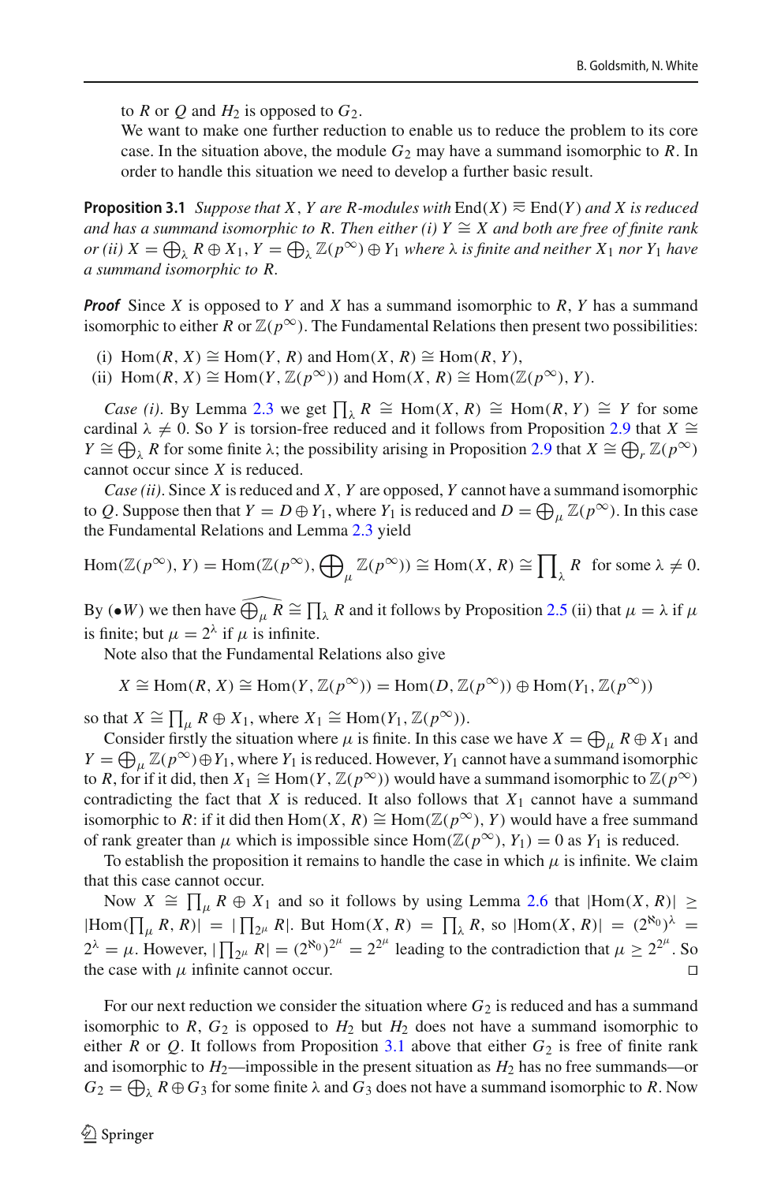to $R$ or $Q$ and $H_2$ is opposed to $G_2$.

We want to make one further reduction to enable us to reduce the problem to its core case. In the situation above, the module $G_2$ may have a summand isomorphic to $R$. In order to handle this situation we need to develop a further basic result.

**Proposition 3.1** *Suppose that $X$, $Y$ are $R$-modules with $\mathrm{End}(X) \approxeq \mathrm{End}(Y)$ and $X$ is reduced and has a summand isomorphic to $R$. Then either (i) $Y \cong X$ and both are free of finite rank or (ii) $X = \bigoplus_\lambda R \oplus X_1$, $Y = \bigoplus_\lambda \mathbb{Z}(p^\infty) \oplus Y_1$ where $\lambda$ is finite and neither $X_1$ nor $Y_1$ have a summand isomorphic to $R$.*

***Proof*** Since $X$ is opposed to $Y$ and $X$ has a summand isomorphic to $R$, $Y$ has a summand isomorphic to either $R$ or $\mathbb{Z}(p^\infty)$. The Fundamental Relations then present two possibilities:

(i) $\mathrm{Hom}(R, X) \cong \mathrm{Hom}(Y, R)$ and $\mathrm{Hom}(X, R) \cong \mathrm{Hom}(R, Y)$,
(ii) $\mathrm{Hom}(R, X) \cong \mathrm{Hom}(Y, \mathbb{Z}(p^\infty))$ and $\mathrm{Hom}(X, R) \cong \mathrm{Hom}(\mathbb{Z}(p^\infty), Y)$.

*Case (i).* By Lemma 2.3 we get $\prod_\lambda R \cong \mathrm{Hom}(X, R) \cong \mathrm{Hom}(R, Y) \cong Y$ for some cardinal $\lambda \neq 0$. So $Y$ is torsion-free reduced and it follows from Proposition 2.9 that $X \cong Y \cong \bigoplus_\lambda R$ for some finite $\lambda$; the possibility arising in Proposition 2.9 that $X \cong \bigoplus_r \mathbb{Z}(p^\infty)$ cannot occur since $X$ is reduced.

*Case (ii).* Since $X$ is reduced and $X$, $Y$ are opposed, $Y$ cannot have a summand isomorphic to $Q$. Suppose then that $Y = D \oplus Y_1$, where $Y_1$ is reduced and $D = \bigoplus_\mu \mathbb{Z}(p^\infty)$. In this case the Fundamental Relations and Lemma 2.3 yield

$$\mathrm{Hom}(\mathbb{Z}(p^\infty), Y) = \mathrm{Hom}(\mathbb{Z}(p^\infty), \bigoplus_\mu \mathbb{Z}(p^\infty)) \cong \mathrm{Hom}(X, R) \cong \prod_\lambda R \quad \text{for some } \lambda \neq 0.$$

By $(\bullet W)$ we then have $\widehat{\bigoplus_\mu R} \cong \prod_\lambda R$ and it follows by Proposition 2.5 (ii) that $\mu = \lambda$ if $\mu$ is finite; but $\mu = 2^\lambda$ if $\mu$ is infinite.

Note also that the Fundamental Relations also give

$$X \cong \mathrm{Hom}(R, X) \cong \mathrm{Hom}(Y, \mathbb{Z}(p^\infty)) = \mathrm{Hom}(D, \mathbb{Z}(p^\infty)) \oplus \mathrm{Hom}(Y_1, \mathbb{Z}(p^\infty))$$

so that $X \cong \prod_\mu R \oplus X_1$, where $X_1 \cong \mathrm{Hom}(Y_1, \mathbb{Z}(p^\infty))$.

Consider firstly the situation where $\mu$ is finite. In this case we have $X = \bigoplus_\mu R \oplus X_1$ and $Y = \bigoplus_\mu \mathbb{Z}(p^\infty) \oplus Y_1$, where $Y_1$ is reduced. However, $Y_1$ cannot have a summand isomorphic to $R$, for if it did, then $X_1 \cong \mathrm{Hom}(Y, \mathbb{Z}(p^\infty))$ would have a summand isomorphic to $\mathbb{Z}(p^\infty)$ contradicting the fact that $X$ is reduced. It also follows that $X_1$ cannot have a summand isomorphic to $R$: if it did then $\mathrm{Hom}(X, R) \cong \mathrm{Hom}(\mathbb{Z}(p^\infty), Y)$ would have a free summand of rank greater than $\mu$ which is impossible since $\mathrm{Hom}(\mathbb{Z}(p^\infty), Y_1) = 0$ as $Y_1$ is reduced.

To establish the proposition it remains to handle the case in which $\mu$ is infinite. We claim that this case cannot occur.

Now $X \cong \prod_\mu R \oplus X_1$ and so it follows by using Lemma 2.6 that $|\mathrm{Hom}(X, R)| \geq |\mathrm{Hom}(\prod_\mu R, R)| = |\prod_{2^\mu} R|$. But $\mathrm{Hom}(X, R) = \prod_\lambda R$, so $|\mathrm{Hom}(X, R)| = (2^{\aleph_0})^\lambda = 2^\lambda = \mu$. However, $|\prod_{2^\mu} R| = (2^{\aleph_0})^{2^\mu} = 2^{2^\mu}$ leading to the contradiction that $\mu \geq 2^{2^\mu}$. So the case with $\mu$ infinite cannot occur. $\square$

For our next reduction we consider the situation where $G_2$ is reduced and has a summand isomorphic to $R$, $G_2$ is opposed to $H_2$ but $H_2$ does not have a summand isomorphic to either $R$ or $Q$. It follows from Proposition 3.1 above that either $G_2$ is free of finite rank and isomorphic to $H_2$—impossible in the present situation as $H_2$ has no free summands—or $G_2 = \bigoplus_\lambda R \oplus G_3$ for some finite $\lambda$ and $G_3$ does not have a summand isomorphic to $R$. Now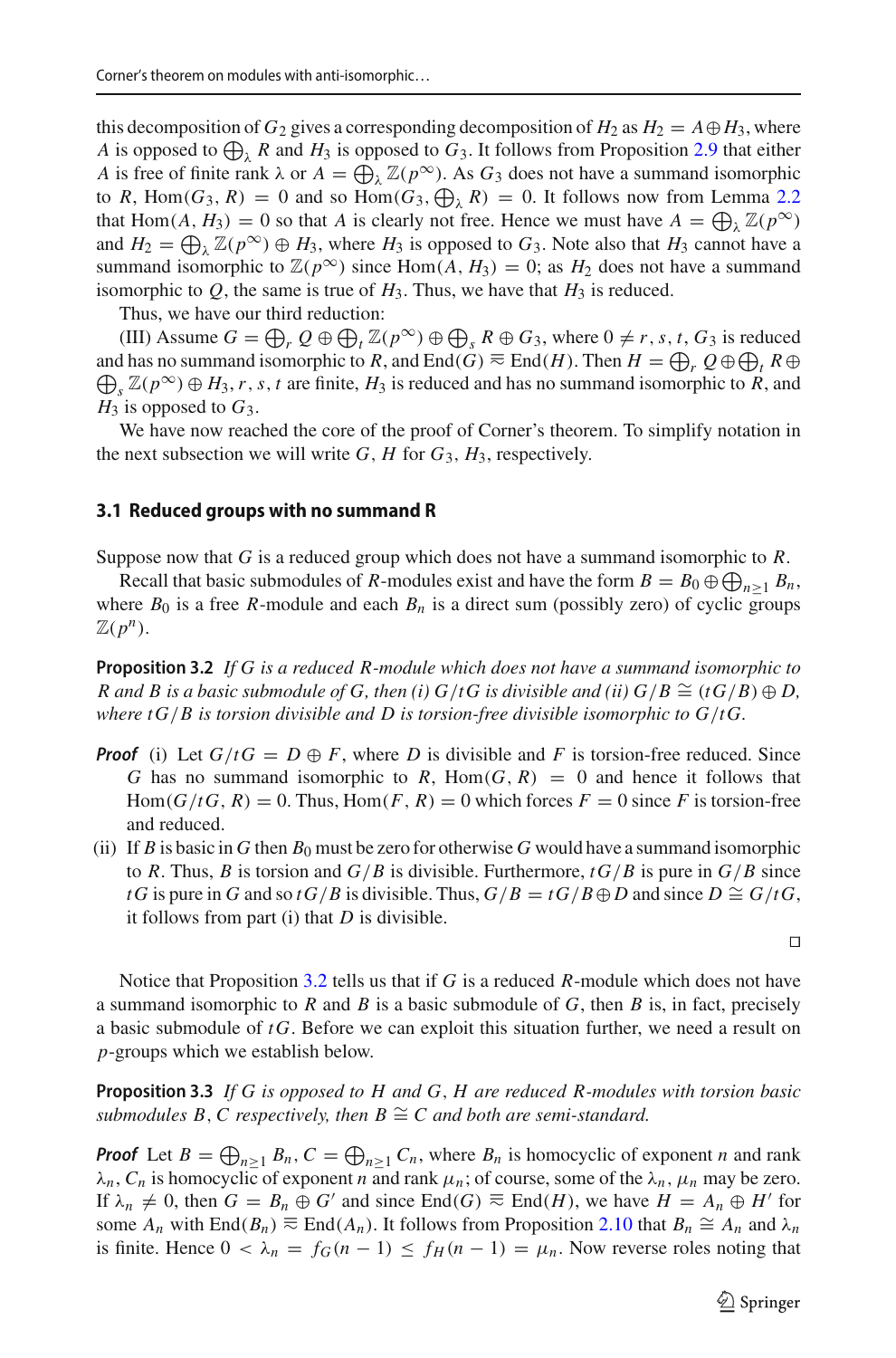this decomposition of $G_2$ gives a corresponding decomposition of $H_2$ as $H_2 = A \oplus H_3$, where $A$ is opposed to $\bigoplus_\lambda R$ and $H_3$ is opposed to $G_3$. It follows from Proposition 2.9 that either $A$ is free of finite rank $\lambda$ or $A = \bigoplus_\lambda \mathbb{Z}(p^\infty)$. As $G_3$ does not have a summand isomorphic to $R$, $\mathrm{Hom}(G_3, R) = 0$ and so $\mathrm{Hom}(G_3, \bigoplus_\lambda R) = 0$. It follows now from Lemma 2.2 that $\mathrm{Hom}(A, H_3) = 0$ so that $A$ is clearly not free. Hence we must have $A = \bigoplus_\lambda \mathbb{Z}(p^\infty)$ and $H_2 = \bigoplus_\lambda \mathbb{Z}(p^\infty) \oplus H_3$, where $H_3$ is opposed to $G_3$. Note also that $H_3$ cannot have a summand isomorphic to $\mathbb{Z}(p^\infty)$ since $\mathrm{Hom}(A, H_3) = 0$; as $H_2$ does not have a summand isomorphic to $Q$, the same is true of $H_3$. Thus, we have that $H_3$ is reduced.

Thus, we have our third reduction:

(III) Assume $G = \bigoplus_r Q \oplus \bigoplus_t \mathbb{Z}(p^\infty) \oplus \bigoplus_s R \oplus G_3$, where $0 \neq r, s, t$, $G_3$ is reduced and has no summand isomorphic to $R$, and $\mathrm{End}(G) \overline{\approx} \mathrm{End}(H)$. Then $H = \bigoplus_r Q \oplus \bigoplus_t R \oplus \bigoplus_s \mathbb{Z}(p^\infty) \oplus H_3$, $r, s, t$ are finite, $H_3$ is reduced and has no summand isomorphic to $R$, and $H_3$ is opposed to $G_3$.

We have now reached the core of the proof of Corner's theorem. To simplify notation in the next subsection we will write $G$, $H$ for $G_3$, $H_3$, respectively.

### 3.1 Reduced groups with no summand R

Suppose now that $G$ is a reduced group which does not have a summand isomorphic to $R$.

Recall that basic submodules of $R$-modules exist and have the form $B = B_0 \oplus \bigoplus_{n \geq 1} B_n$, where $B_0$ is a free $R$-module and each $B_n$ is a direct sum (possibly zero) of cyclic groups $\mathbb{Z}(p^n)$.

**Proposition 3.2** *If $G$ is a reduced $R$-module which does not have a summand isomorphic to $R$ and $B$ is a basic submodule of $G$, then (i) $G/tG$ is divisible and (ii) $G/B \cong (tG/B) \oplus D$, where $tG/B$ is torsion divisible and $D$ is torsion-free divisible isomorphic to $G/tG$.*

***Proof*** (i) Let $G/tG = D \oplus F$, where $D$ is divisible and $F$ is torsion-free reduced. Since $G$ has no summand isomorphic to $R$, $\mathrm{Hom}(G, R) = 0$ and hence it follows that $\mathrm{Hom}(G/tG, R) = 0$. Thus, $\mathrm{Hom}(F, R) = 0$ which forces $F = 0$ since $F$ is torsion-free and reduced.

(ii) If $B$ is basic in $G$ then $B_0$ must be zero for otherwise $G$ would have a summand isomorphic to $R$. Thus, $B$ is torsion and $G/B$ is divisible. Furthermore, $tG/B$ is pure in $G/B$ since $tG$ is pure in $G$ and so $tG/B$ is divisible. Thus, $G/B = tG/B \oplus D$ and since $D \cong G/tG$, it follows from part (i) that $D$ is divisible.

□

Notice that Proposition 3.2 tells us that if $G$ is a reduced $R$-module which does not have a summand isomorphic to $R$ and $B$ is a basic submodule of $G$, then $B$ is, in fact, precisely a basic submodule of $tG$. Before we can exploit this situation further, we need a result on $p$-groups which we establish below.

**Proposition 3.3** *If $G$ is opposed to $H$ and $G$, $H$ are reduced $R$-modules with torsion basic submodules $B$, $C$ respectively, then $B \cong C$ and both are semi-standard.*

***Proof*** Let $B = \bigoplus_{n \geq 1} B_n$, $C = \bigoplus_{n \geq 1} C_n$, where $B_n$ is homocyclic of exponent $n$ and rank $\lambda_n$, $C_n$ is homocyclic of exponent $n$ and rank $\mu_n$; of course, some of the $\lambda_n$, $\mu_n$ may be zero. If $\lambda_n \neq 0$, then $G = B_n \oplus G'$ and since $\mathrm{End}(G) \overline{\approx} \mathrm{End}(H)$, we have $H = A_n \oplus H'$ for some $A_n$ with $\mathrm{End}(B_n) \overline{\approx} \mathrm{End}(A_n)$. It follows from Proposition 2.10 that $B_n \cong A_n$ and $\lambda_n$ is finite. Hence $0 < \lambda_n = f_G(n-1) \leq f_H(n-1) = \mu_n$. Now reverse roles noting that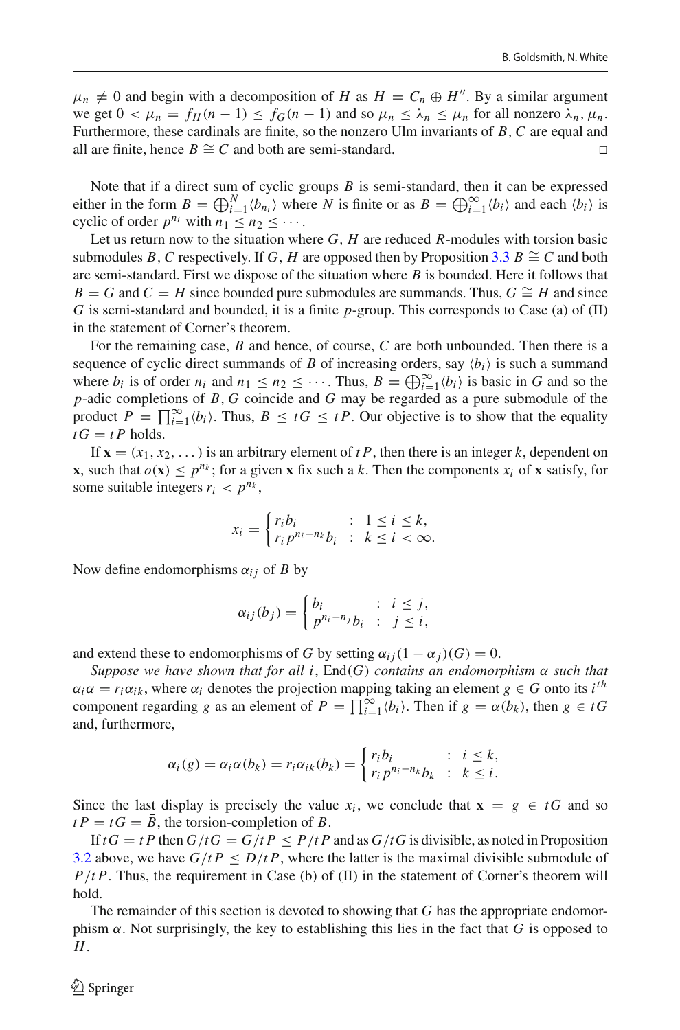$\mu_n \neq 0$ and begin with a decomposition of $H$ as $H = C_n \oplus H''$. By a similar argument we get $0 < \mu_n = f_H(n-1) \leq f_G(n-1)$ and so $\mu_n \leq \lambda_n \leq \mu_n$ for all nonzero $\lambda_n, \mu_n$. Furthermore, these cardinals are finite, so the nonzero Ulm invariants of $B, C$ are equal and all are finite, hence $B \cong C$ and both are semi-standard. □

Note that if a direct sum of cyclic groups $B$ is semi-standard, then it can be expressed either in the form $B = \bigoplus_{i=1}^{N} \langle b_{n_i} \rangle$ where $N$ is finite or as $B = \bigoplus_{i=1}^{\infty} \langle b_i \rangle$ and each $\langle b_i \rangle$ is cyclic of order $p^{n_i}$ with $n_1 \leq n_2 \leq \cdots$.

Let us return now to the situation where $G, H$ are reduced $R$-modules with torsion basic submodules $B, C$ respectively. If $G, H$ are opposed then by Proposition 3.3 $B \cong C$ and both are semi-standard. First we dispose of the situation where $B$ is bounded. Here it follows that $B = G$ and $C = H$ since bounded pure submodules are summands. Thus, $G \cong H$ and since $G$ is semi-standard and bounded, it is a finite $p$-group. This corresponds to Case (a) of (II) in the statement of Corner's theorem.

For the remaining case, $B$ and hence, of course, $C$ are both unbounded. Then there is a sequence of cyclic direct summands of $B$ of increasing orders, say $\langle b_i \rangle$ is such a summand where $b_i$ is of order $n_i$ and $n_1 \leq n_2 \leq \cdots$. Thus, $B = \bigoplus_{i=1}^{\infty} \langle b_i \rangle$ is basic in $G$ and so the $p$-adic completions of $B, G$ coincide and $G$ may be regarded as a pure submodule of the product $P = \prod_{i=1}^{\infty} \langle b_i \rangle$. Thus, $B \leq tG \leq tP$. Our objective is to show that the equality $tG = tP$ holds.

If $\mathbf{x} = (x_1, x_2, \ldots)$ is an arbitrary element of $tP$, then there is an integer $k$, dependent on $\mathbf{x}$, such that $o(\mathbf{x}) \leq p^{n_k}$; for a given $\mathbf{x}$ fix such a $k$. Then the components $x_i$ of $\mathbf{x}$ satisfy, for some suitable integers $r_i < p^{n_k}$,

$$x_i = \begin{cases} r_i b_i & : \ 1 \leq i \leq k, \\ r_i p^{n_i - n_k} b_i & : \ k \leq i < \infty. \end{cases}$$

Now define endomorphisms $\alpha_{ij}$ of $B$ by

$$\alpha_{ij}(b_j) = \begin{cases} b_i & : \ i \leq j, \\ p^{n_i - n_j} b_i & : \ j \leq i, \end{cases}$$

and extend these to endomorphisms of $G$ by setting $\alpha_{ij}(1 - \alpha_j)(G) = 0$.

*Suppose we have shown that for all* $i$, $\mathrm{End}(G)$ *contains an endomorphism* $\alpha$ *such that* $\alpha_i \alpha = r_i \alpha_{ik}$, where $\alpha_i$ denotes the projection mapping taking an element $g \in G$ onto its $i^{th}$ component regarding $g$ as an element of $P = \prod_{i=1}^{\infty} \langle b_i \rangle$. Then if $g = \alpha(b_k)$, then $g \in tG$ and, furthermore,

$$\alpha_i(g) = \alpha_i \alpha(b_k) = r_i \alpha_{ik}(b_k) = \begin{cases} r_i b_i & : \ i \leq k, \\ r_i p^{n_i - n_k} b_k & : \ k \leq i. \end{cases}$$

Since the last display is precisely the value $x_i$, we conclude that $\mathbf{x} = g \in tG$ and so $tP = tG = \bar{B}$, the torsion-completion of $B$.

If $tG = tP$ then $G/tG = G/tP \leq P/tP$ and as $G/tG$ is divisible, as noted in Proposition 3.2 above, we have $G/tP \leq D/tP$, where the latter is the maximal divisible submodule of $P/tP$. Thus, the requirement in Case (b) of (II) in the statement of Corner's theorem will hold.

The remainder of this section is devoted to showing that $G$ has the appropriate endomorphism $\alpha$. Not surprisingly, the key to establishing this lies in the fact that $G$ is opposed to $H$.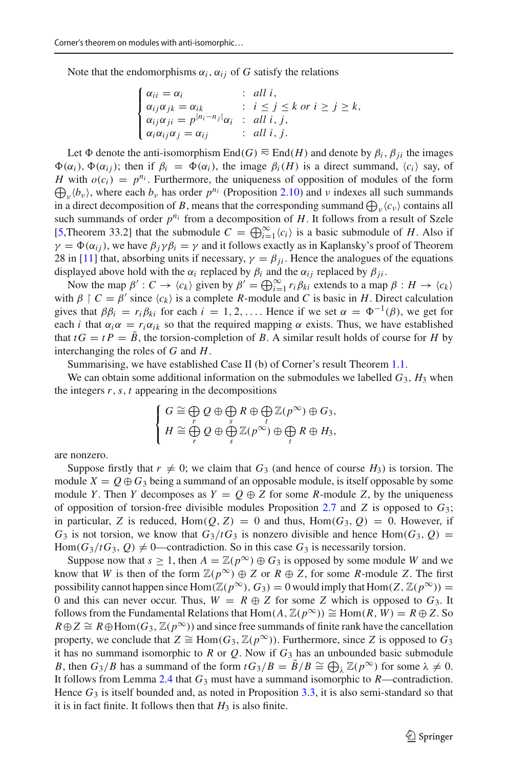Note that the endomorphisms $\alpha_i, \alpha_{ij}$ of $G$ satisfy the relations

$$\begin{cases} \alpha_{ii} = \alpha_i & : \ all\ i, \\ \alpha_{ij}\alpha_{jk} = \alpha_{ik} & : \ i \leq j \leq k \text{ or } i \geq j \geq k, \\ \alpha_{ij}\alpha_{ji} = p^{|n_i - n_j|}\alpha_i & : \ all\ i, j, \\ \alpha_i\alpha_{ij}\alpha_j = \alpha_{ij} & : \ all\ i, j. \end{cases}$$

Let $\Phi$ denote the anti-isomorphism $\mathrm{End}(G) \stackrel{\approx}{\rightarrow} \mathrm{End}(H)$ and denote by $\beta_i, \beta_{ji}$ the images $\Phi(\alpha_i), \Phi(\alpha_{ij})$; then if $\beta_i = \Phi(\alpha_i)$, the image $\beta_i(H)$ is a direct summand, $\langle c_i \rangle$ say, of $H$ with $o(c_i) = p^{n_i}$. Furthermore, the uniqueness of opposition of modules of the form $\bigoplus_\nu \langle b_\nu \rangle$, where each $b_\nu$ has order $p^{n_i}$ (Proposition 2.10) and $\nu$ indexes all such summands in a direct decomposition of $B$, means that the corresponding summand $\bigoplus_\nu \langle c_\nu \rangle$ contains all such summands of order $p^{n_i}$ from a decomposition of $H$. It follows from a result of Szele [5,Theorem 33.2] that the submodule $C = \bigoplus_{i=1}^{\infty} \langle c_i \rangle$ is a basic submodule of $H$. Also if $\gamma = \Phi(\alpha_{ij})$, we have $\beta_j \gamma \beta_i = \gamma$ and it follows exactly as in Kaplansky's proof of Theorem 28 in [11] that, absorbing units if necessary, $\gamma = \beta_{ji}$. Hence the analogues of the equations displayed above hold with the $\alpha_i$ replaced by $\beta_i$ and the $\alpha_{ij}$ replaced by $\beta_{ji}$.

Now the map $\beta' : C \to \langle c_k \rangle$ given by $\beta' = \bigoplus_{i=1}^{\infty} r_i \beta_{ki}$ extends to a map $\beta : H \to \langle c_k \rangle$ with $\beta \restriction C = \beta'$ since $\langle c_k \rangle$ is a complete $R$-module and $C$ is basic in $H$. Direct calculation gives that $\beta\beta_i = r_i \beta_{ki}$ for each $i = 1, 2, \ldots$. Hence if we set $\alpha = \Phi^{-1}(\beta)$, we get for each $i$ that $\alpha_i \alpha = r_i \alpha_{ik}$ so that the required mapping $\alpha$ exists. Thus, we have established that $tG = tP = \bar{B}$, the torsion-completion of $B$. A similar result holds of course for $H$ by interchanging the roles of $G$ and $H$.

Summarising, we have established Case II (b) of Corner's result Theorem 1.1.

We can obtain some additional information on the submodules we labelled $G_3, H_3$ when the integers $r, s, t$ appearing in the decompositions

$$\begin{cases} G \cong \bigoplus_r Q \oplus \bigoplus_s R \oplus \bigoplus_t \mathbb{Z}(p^\infty) \oplus G_3, \\ H \cong \bigoplus_r Q \oplus \bigoplus_s \mathbb{Z}(p^\infty) \oplus \bigoplus_t R \oplus H_3, \end{cases}$$

are nonzero.

Suppose firstly that $r \neq 0$; we claim that $G_3$ (and hence of course $H_3$) is torsion. The module $X = Q \oplus G_3$ being a summand of an opposable module, is itself opposable by some module $Y$. Then $Y$ decomposes as $Y = Q \oplus Z$ for some $R$-module $Z$, by the uniqueness of opposition of torsion-free divisible modules Proposition 2.7 and $Z$ is opposed to $G_3$; in particular, $Z$ is reduced, $\mathrm{Hom}(Q, Z) = 0$ and thus, $\mathrm{Hom}(G_3, Q) = 0$. However, if $G_3$ is not torsion, we know that $G_3/tG_3$ is nonzero divisible and hence $\mathrm{Hom}(G_3, Q) = \mathrm{Hom}(G_3/tG_3, Q) \neq 0$—contradiction. So in this case $G_3$ is necessarily torsion.

Suppose now that $s \geq 1$, then $A = \mathbb{Z}(p^\infty) \oplus G_3$ is opposed by some module $W$ and we know that $W$ is then of the form $\mathbb{Z}(p^\infty) \oplus Z$ or $R \oplus Z$, for some $R$-module $Z$. The first possibility cannot happen since $\mathrm{Hom}(\mathbb{Z}(p^\infty), G_3) = 0$ would imply that $\mathrm{Hom}(Z, \mathbb{Z}(p^\infty)) = 0$ and this can never occur. Thus, $W = R \oplus Z$ for some $Z$ which is opposed to $G_3$. It follows from the Fundamental Relations that $\mathrm{Hom}(A, \mathbb{Z}(p^\infty)) \cong \mathrm{Hom}(R, W) = R \oplus Z$. So $R \oplus Z \cong R \oplus \mathrm{Hom}(G_3, \mathbb{Z}(p^\infty))$ and since free summands of finite rank have the cancellation property, we conclude that $Z \cong \mathrm{Hom}(G_3, \mathbb{Z}(p^\infty))$. Furthermore, since $Z$ is opposed to $G_3$ it has no summand isomorphic to $R$ or $Q$. Now if $G_3$ has an unbounded basic submodule $B$, then $G_3/B$ has a summand of the form $tG_3/B = \bar{B}/B \cong \bigoplus_\lambda \mathbb{Z}(p^\infty)$ for some $\lambda \neq 0$. It follows from Lemma 2.4 that $G_3$ must have a summand isomorphic to $R$—contradiction. Hence $G_3$ is itself bounded and, as noted in Proposition 3.3, it is also semi-standard so that it is in fact finite. It follows then that $H_3$ is also finite.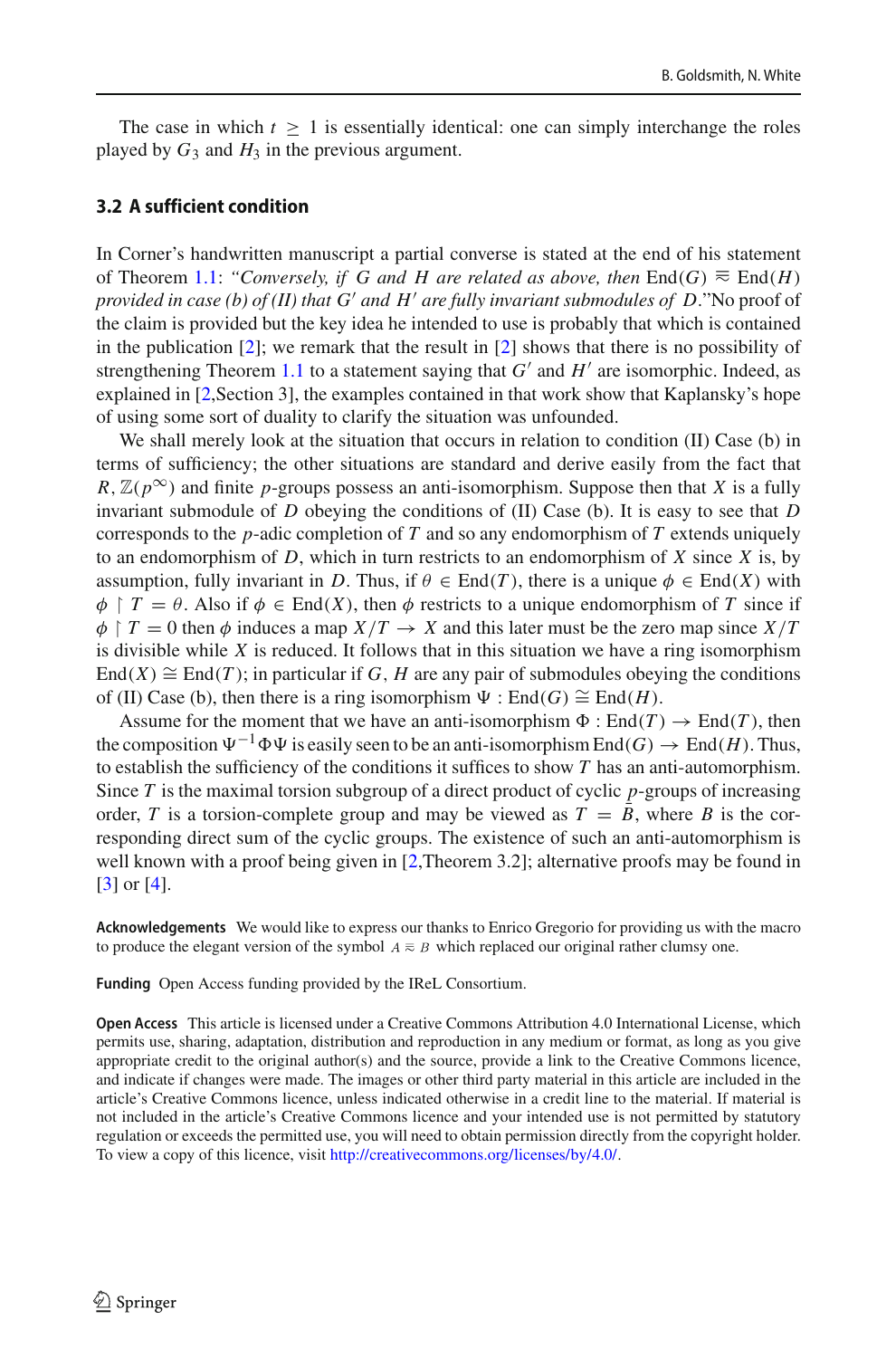The case in which $t \geq 1$ is essentially identical: one can simply interchange the roles played by $G_3$ and $H_3$ in the previous argument.

### 3.2 A sufficient condition

In Corner's handwritten manuscript a partial converse is stated at the end of his statement of Theorem 1.1: *"Conversely, if $G$ and $H$ are related as above, then* $\mathrm{End}(G) \approx \mathrm{End}(H)$ *provided in case (b) of (II) that $G'$ and $H'$ are fully invariant submodules of $D$."*No proof of the claim is provided but the key idea he intended to use is probably that which is contained in the publication [2]; we remark that the result in [2] shows that there is no possibility of strengthening Theorem 1.1 to a statement saying that $G'$ and $H'$ are isomorphic. Indeed, as explained in [2,Section 3], the examples contained in that work show that Kaplansky's hope of using some sort of duality to clarify the situation was unfounded.

We shall merely look at the situation that occurs in relation to condition (II) Case (b) in terms of sufficiency; the other situations are standard and derive easily from the fact that $R, \mathbb{Z}(p^\infty)$ and finite $p$-groups possess an anti-isomorphism. Suppose then that $X$ is a fully invariant submodule of $D$ obeying the conditions of (II) Case (b). It is easy to see that $D$ corresponds to the $p$-adic completion of $T$ and so any endomorphism of $T$ extends uniquely to an endomorphism of $D$, which in turn restricts to an endomorphism of $X$ since $X$ is, by assumption, fully invariant in $D$. Thus, if $\theta \in \mathrm{End}(T)$, there is a unique $\phi \in \mathrm{End}(X)$ with $\phi \restriction T = \theta$. Also if $\phi \in \mathrm{End}(X)$, then $\phi$ restricts to a unique endomorphism of $T$ since if $\phi \restriction T = 0$ then $\phi$ induces a map $X/T \to X$ and this later must be the zero map since $X/T$ is divisible while $X$ is reduced. It follows that in this situation we have a ring isomorphism $\mathrm{End}(X) \cong \mathrm{End}(T)$; in particular if $G, H$ are any pair of submodules obeying the conditions of (II) Case (b), then there is a ring isomorphism $\Psi : \mathrm{End}(G) \cong \mathrm{End}(H)$.

Assume for the moment that we have an anti-isomorphism $\Phi : \mathrm{End}(T) \to \mathrm{End}(T)$, then the composition $\Psi^{-1}\Phi\Psi$ is easily seen to be an anti-isomorphism $\mathrm{End}(G) \to \mathrm{End}(H)$. Thus, to establish the sufficiency of the conditions it suffices to show $T$ has an anti-automorphism. Since $T$ is the maximal torsion subgroup of a direct product of cyclic $p$-groups of increasing order, $T$ is a torsion-complete group and may be viewed as $T = \bar{B}$, where $B$ is the corresponding direct sum of the cyclic groups. The existence of such an anti-automorphism is well known with a proof being given in [2,Theorem 3.2]; alternative proofs may be found in [3] or [4].

**Acknowledgements** We would like to express our thanks to Enrico Gregorio for providing us with the macro to produce the elegant version of the symbol $A \approx B$ which replaced our original rather clumsy one.

**Funding** Open Access funding provided by the IReL Consortium.

**Open Access** This article is licensed under a Creative Commons Attribution 4.0 International License, which permits use, sharing, adaptation, distribution and reproduction in any medium or format, as long as you give appropriate credit to the original author(s) and the source, provide a link to the Creative Commons licence, and indicate if changes were made. The images or other third party material in this article are included in the article's Creative Commons licence, unless indicated otherwise in a credit line to the material. If material is not included in the article's Creative Commons licence and your intended use is not permitted by statutory regulation or exceeds the permitted use, you will need to obtain permission directly from the copyright holder. To view a copy of this licence, visit http://creativecommons.org/licenses/by/4.0/.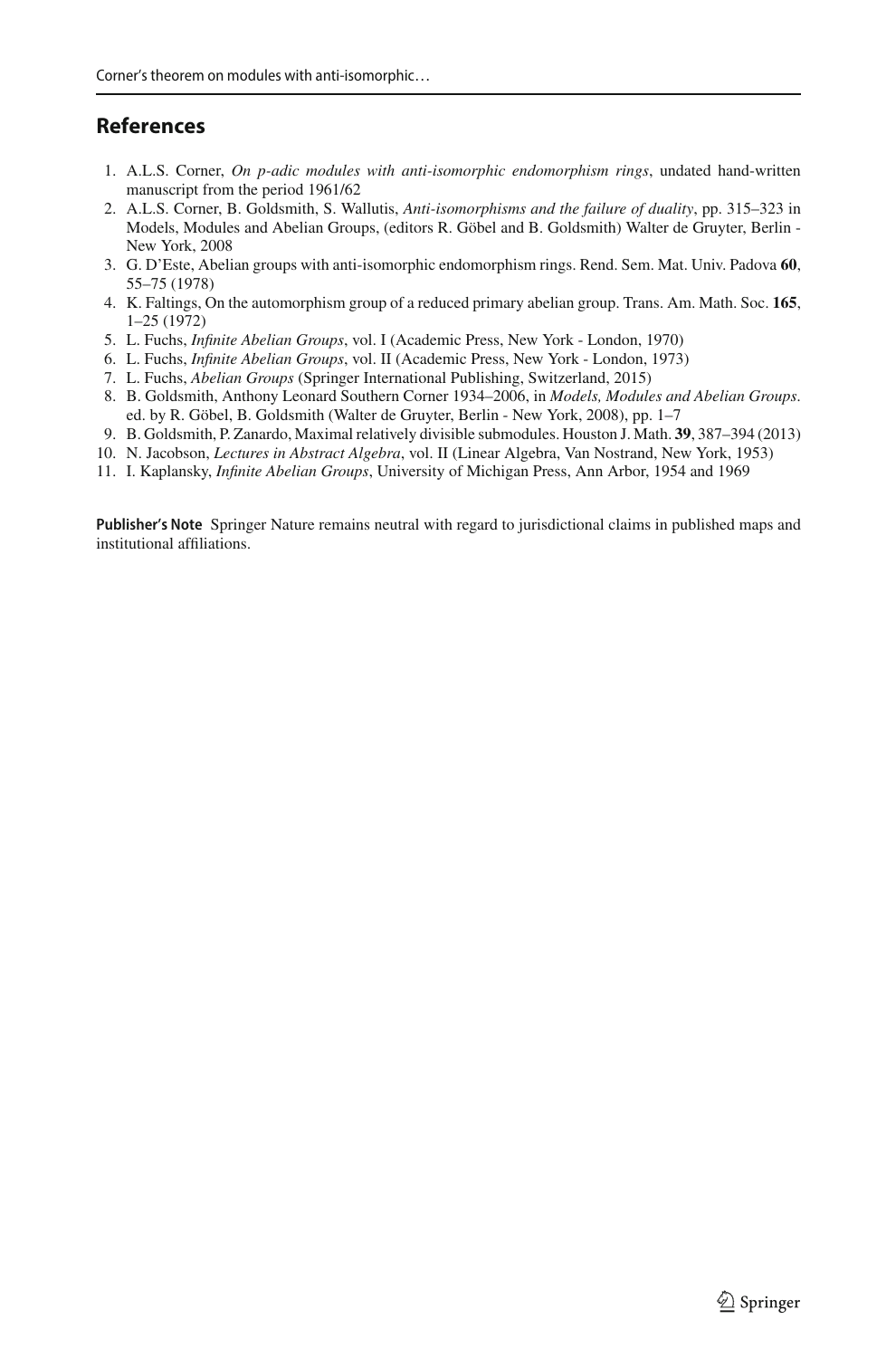## References

1. A.L.S. Corner, *On p-adic modules with anti-isomorphic endomorphism rings*, undated hand-written manuscript from the period 1961/62
2. A.L.S. Corner, B. Goldsmith, S. Wallutis, *Anti-isomorphisms and the failure of duality*, pp. 315–323 in Models, Modules and Abelian Groups, (editors R. Göbel and B. Goldsmith) Walter de Gruyter, Berlin - New York, 2008
3. G. D'Este, Abelian groups with anti-isomorphic endomorphism rings. Rend. Sem. Mat. Univ. Padova **60**, 55–75 (1978)
4. K. Faltings, On the automorphism group of a reduced primary abelian group. Trans. Am. Math. Soc. **165**, 1–25 (1972)
5. L. Fuchs, *Infinite Abelian Groups*, vol. I (Academic Press, New York - London, 1970)
6. L. Fuchs, *Infinite Abelian Groups*, vol. II (Academic Press, New York - London, 1973)
7. L. Fuchs, *Abelian Groups* (Springer International Publishing, Switzerland, 2015)
8. B. Goldsmith, Anthony Leonard Southern Corner 1934–2006, in *Models, Modules and Abelian Groups*. ed. by R. Göbel, B. Goldsmith (Walter de Gruyter, Berlin - New York, 2008), pp. 1–7
9. B. Goldsmith, P. Zanardo, Maximal relatively divisible submodules. Houston J. Math. **39**, 387–394 (2013)
10. N. Jacobson, *Lectures in Abstract Algebra*, vol. II (Linear Algebra, Van Nostrand, New York, 1953)
11. I. Kaplansky, *Infinite Abelian Groups*, University of Michigan Press, Ann Arbor, 1954 and 1969

**Publisher's Note** Springer Nature remains neutral with regard to jurisdictional claims in published maps and institutional affiliations.